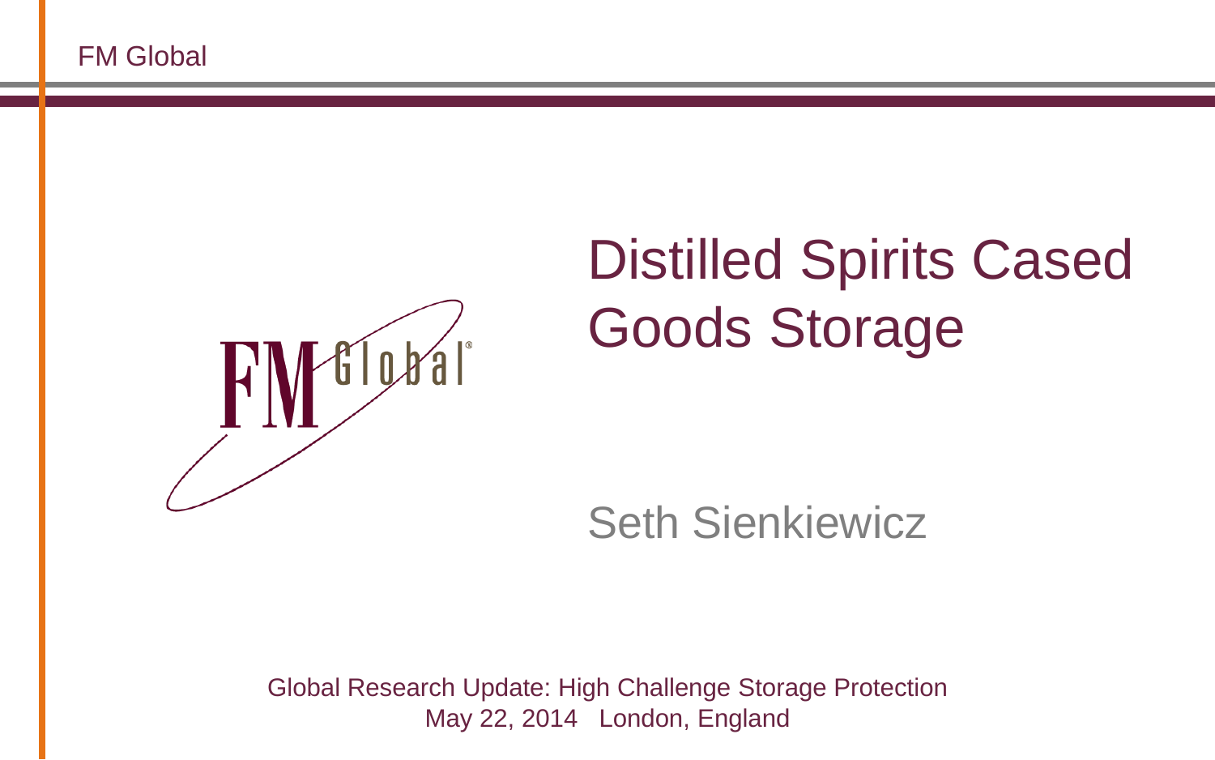# Distilled Spirits Cased Goods Storage

Seth Sienkiewicz

Global Research Update: High Challenge Storage Protection

May 22, 2014 London, England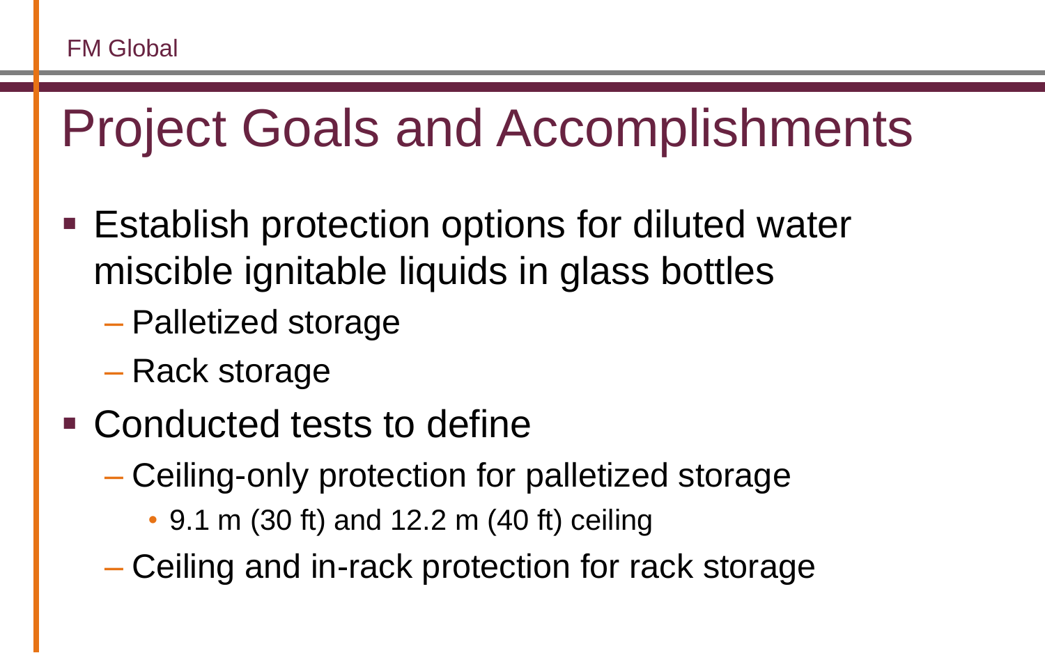# Project Goals and Accomplishments

- Establish protection options for diluted water miscible ignitable liquids in glass bottles
  - Palletized storage
  - Rack storage
- Conducted tests to define
  - Ceiling-only protection for palletized storage
    - 9.1 m (30 ft) and 12.2 m (40 ft) ceiling
  - Ceiling and in-rack protection for rack storage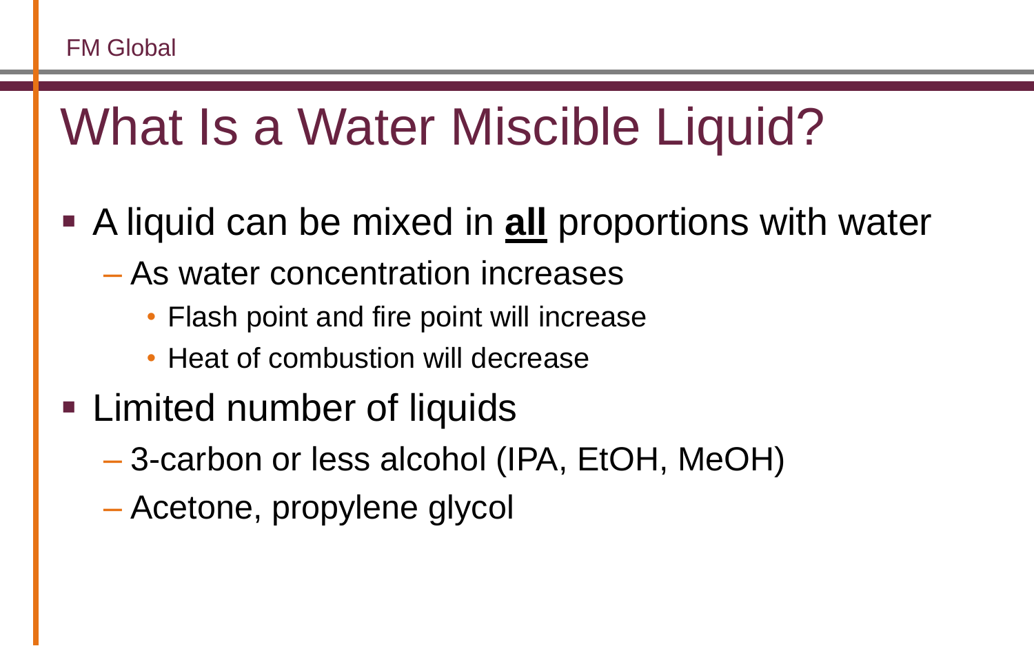# What Is a Water Miscible Liquid?

- A liquid can be mixed in **<u>all</u>** proportions with water
  - As water concentration increases
    - Flash point and fire point will increase
    - Heat of combustion will decrease
- Limited number of liquids
  - 3-carbon or less alcohol (IPA, EtOH, MeOH)
  - Acetone, propylene glycol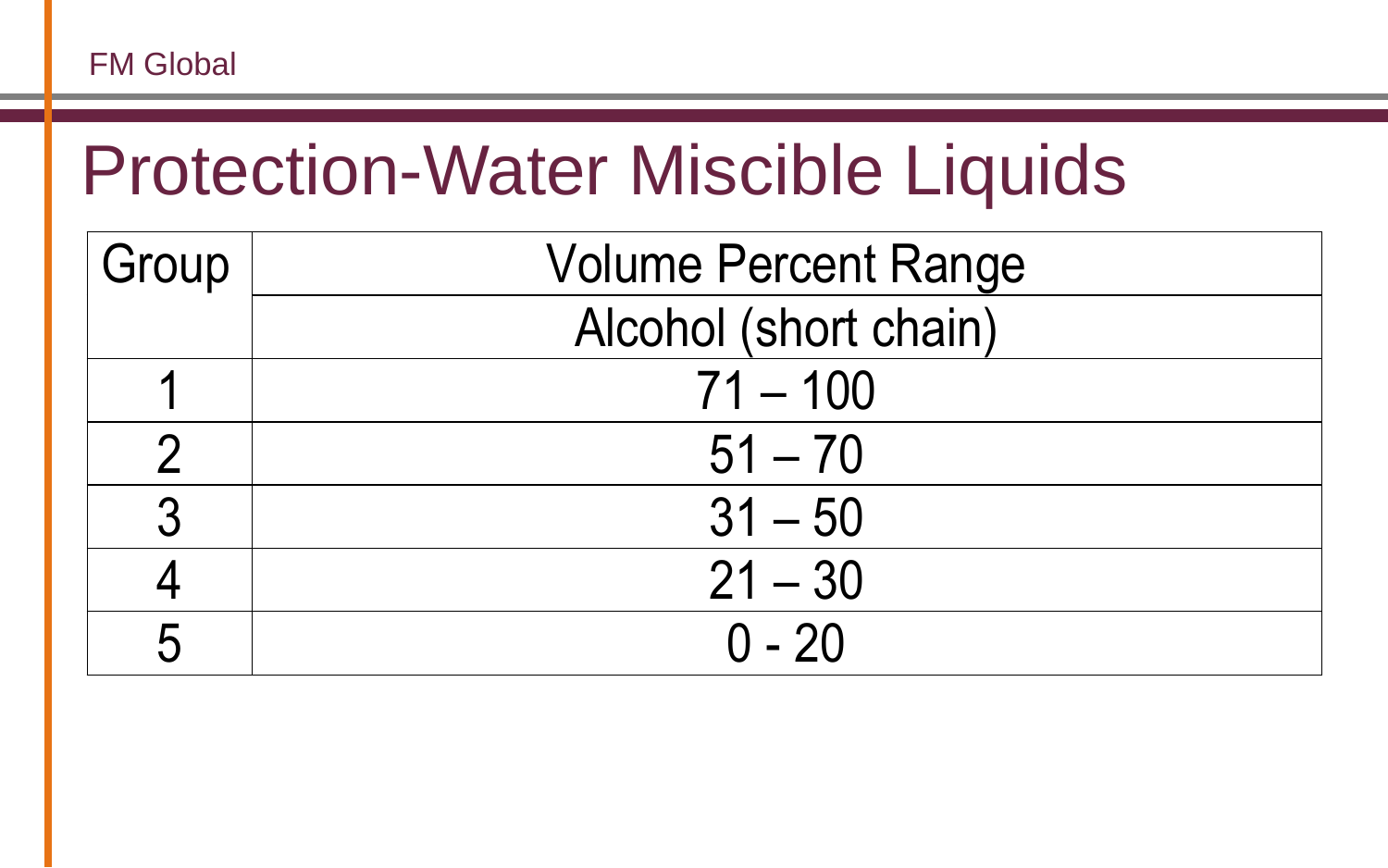# Protection-Water Miscible Liquids

| Group | Volume Percent Range |
|---|---|
| | Alcohol (short chain) |
| 1 | 71 – 100 |
| 2 | 51 – 70 |
| 3 | 31 – 50 |
| 4 | 21 – 30 |
| 5 | 0 - 20 |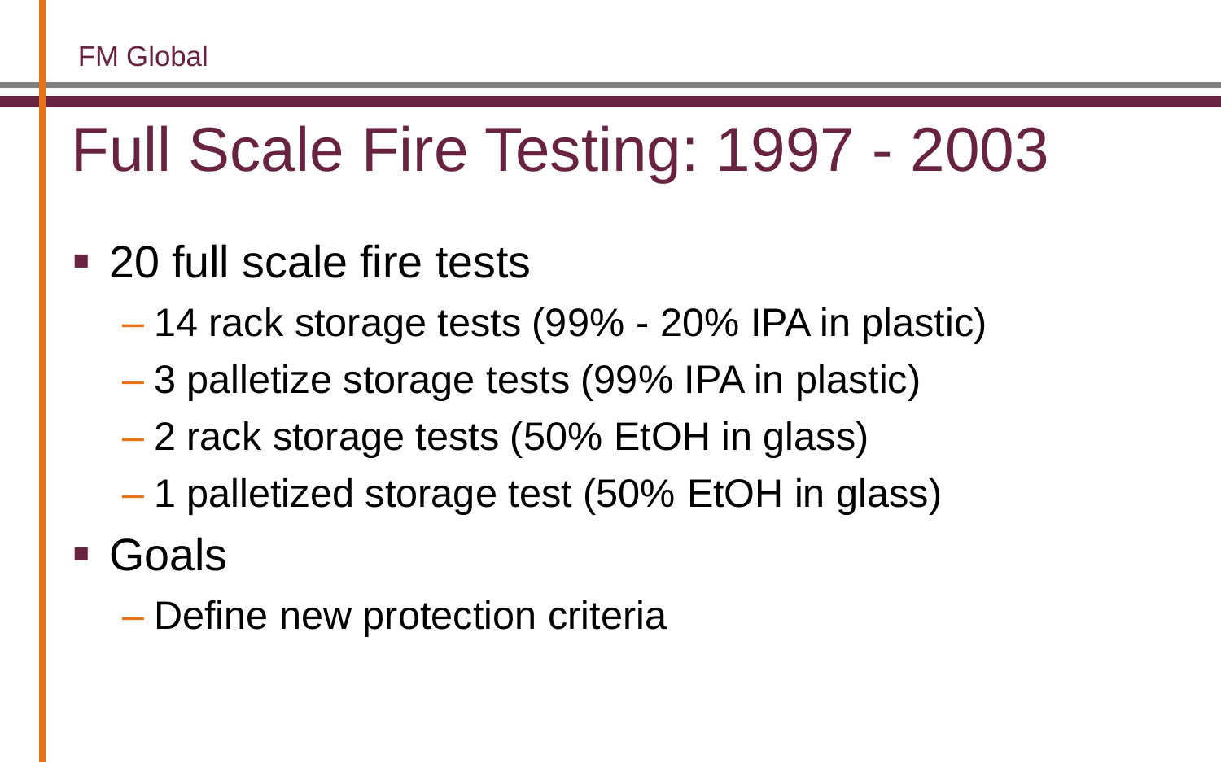# Full Scale Fire Testing: 1997 - 2003

- 20 full scale fire tests
  - 14 rack storage tests (99% - 20% IPA in plastic)
  - 3 palletize storage tests (99% IPA in plastic)
  - 2 rack storage tests (50% EtOH in glass)
  - 1 palletized storage test (50% EtOH in glass)
- Goals
  - Define new protection criteria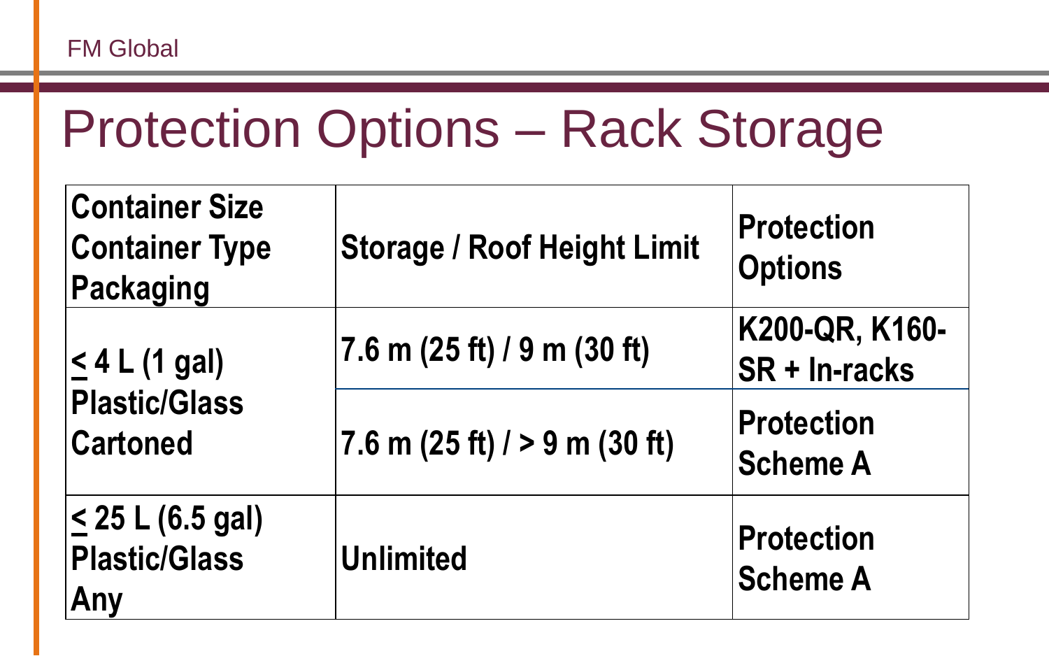# Protection Options – Rack Storage

| Container Size<br>Container Type<br>Packaging | Storage / Roof Height Limit | Protection Options |
|---|---|---|
| ≤ 4 L (1 gal)<br>Plastic/Glass<br>Cartoned | 7.6 m (25 ft) / 9 m (30 ft) | K200-QR, K160-SR + In-racks |
| | 7.6 m (25 ft) / > 9 m (30 ft) | Protection Scheme A |
| ≤ 25 L (6.5 gal)<br>Plastic/Glass<br>Any | Unlimited | Protection Scheme A |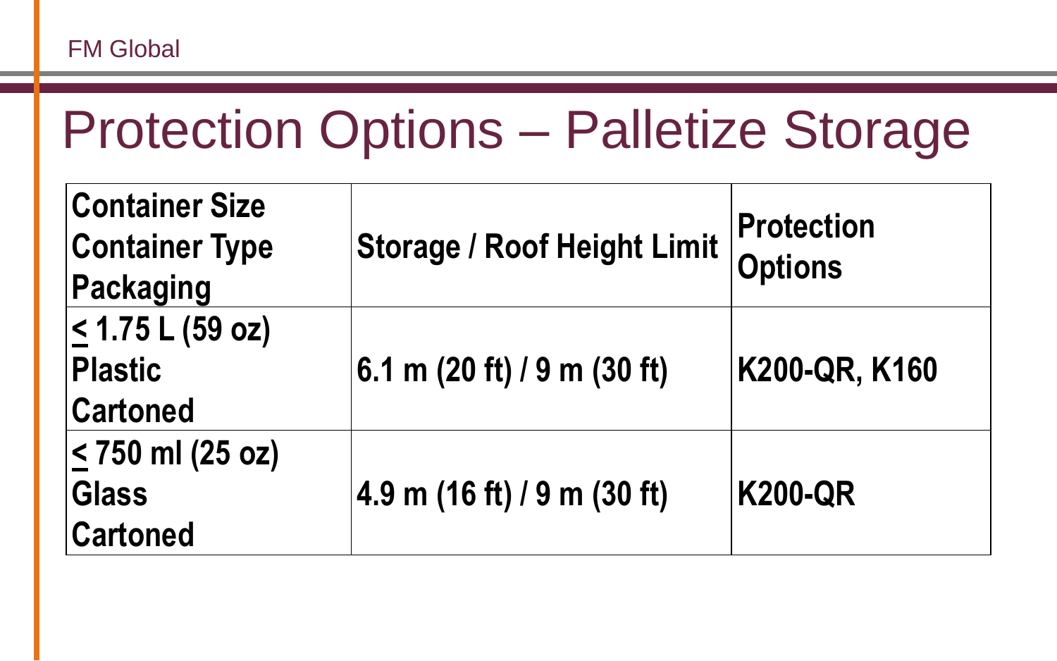# Protection Options – Palletize Storage

| Container Size<br>Container Type<br>Packaging | Storage / Roof Height Limit | Protection Options |
|---|---|---|
| ≤ 1.75 L (59 oz)<br>Plastic<br>Cartoned | 6.1 m (20 ft) / 9 m (30 ft) | K200-QR, K160 |
| ≤ 750 ml (25 oz)<br>Glass<br>Cartoned | 4.9 m (16 ft) / 9 m (30 ft) | K200-QR |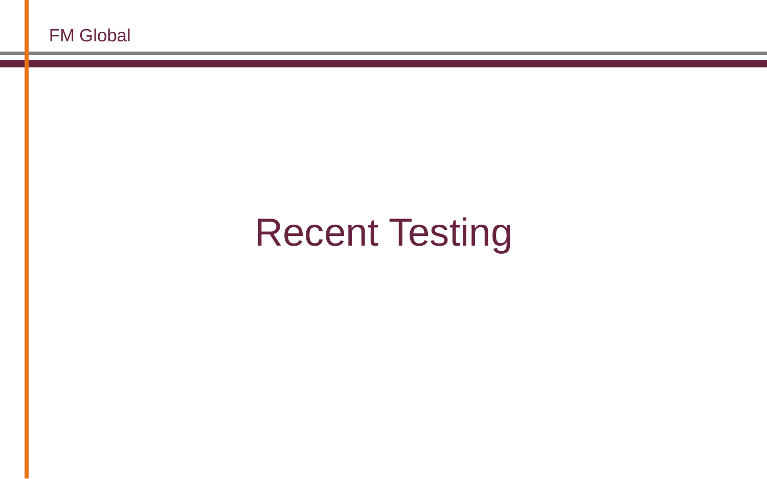# Recent Testing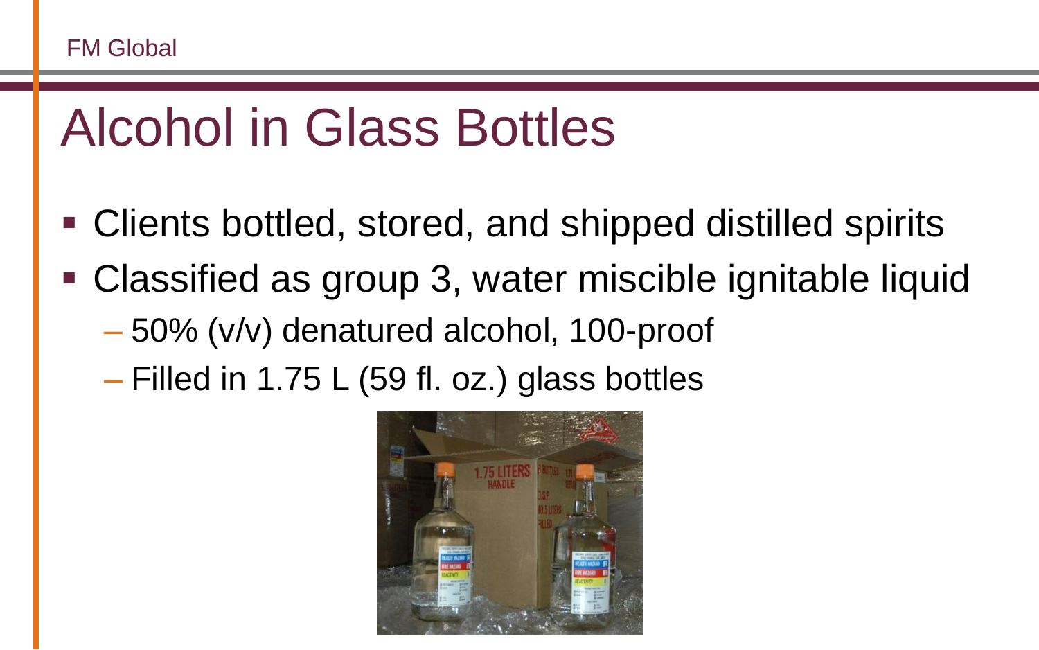# Alcohol in Glass Bottles

- Clients bottled, stored, and shipped distilled spirits
- Classified as group 3, water miscible ignitable liquid
  - 50% (v/v) denatured alcohol, 100-proof
  - Filled in 1.75 L (59 fl. oz.) glass bottles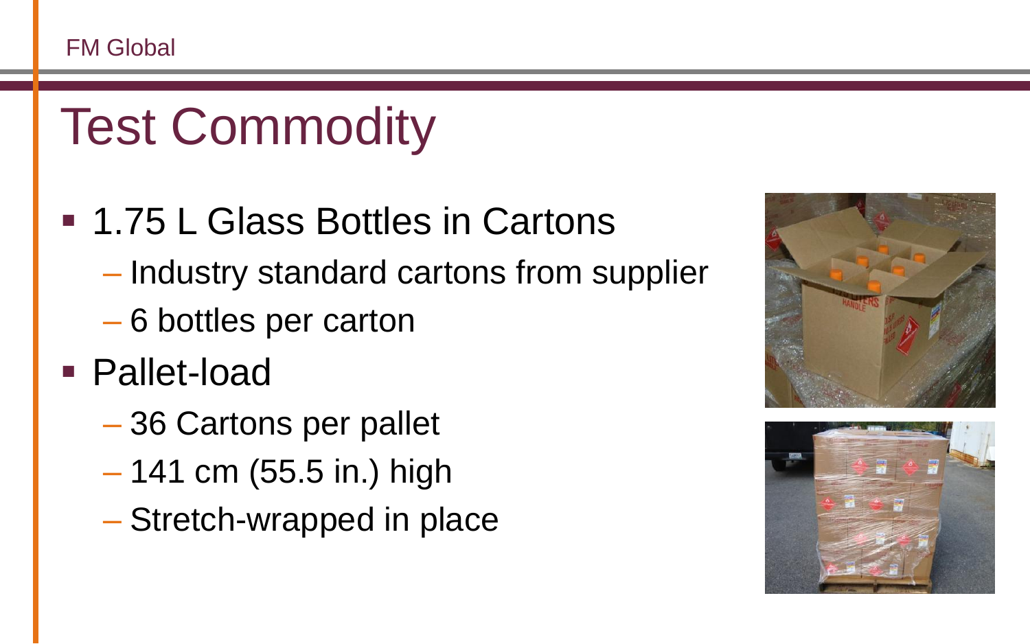# Test Commodity

- 1.75 L Glass Bottles in Cartons
  - Industry standard cartons from supplier
  - 6 bottles per carton
- Pallet-load
  - 36 Cartons per pallet
  - 141 cm (55.5 in.) high
  - Stretch-wrapped in place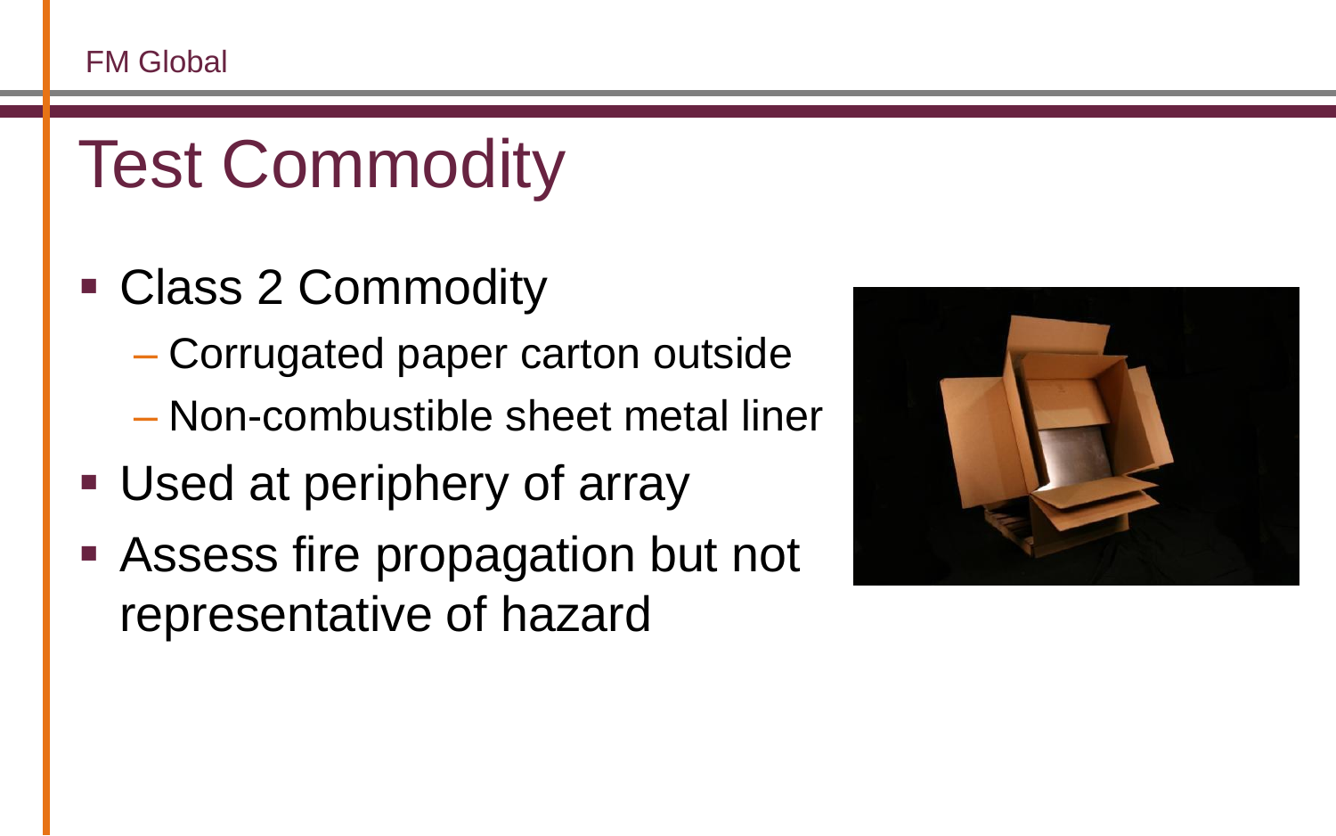# Test Commodity

- Class 2 Commodity
  - Corrugated paper carton outside
  - Non-combustible sheet metal liner
- Used at periphery of array
- Assess fire propagation but not representative of hazard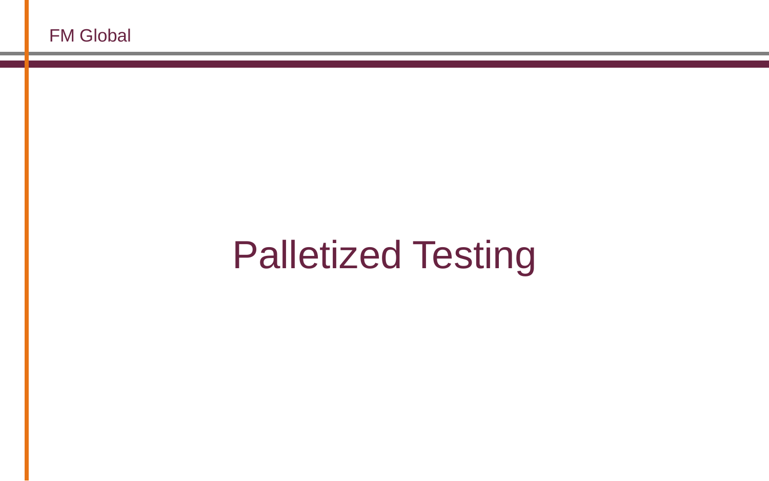# Palletized Testing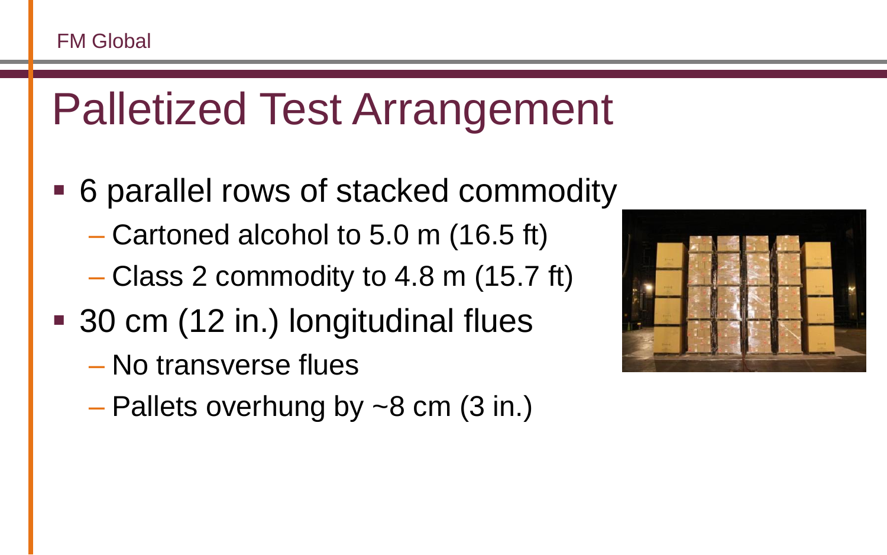# Palletized Test Arrangement

- 6 parallel rows of stacked commodity
  - Cartoned alcohol to 5.0 m (16.5 ft)
  - Class 2 commodity to 4.8 m (15.7 ft)
- 30 cm (12 in.) longitudinal flues
  - No transverse flues
  - Pallets overhung by ~8 cm (3 in.)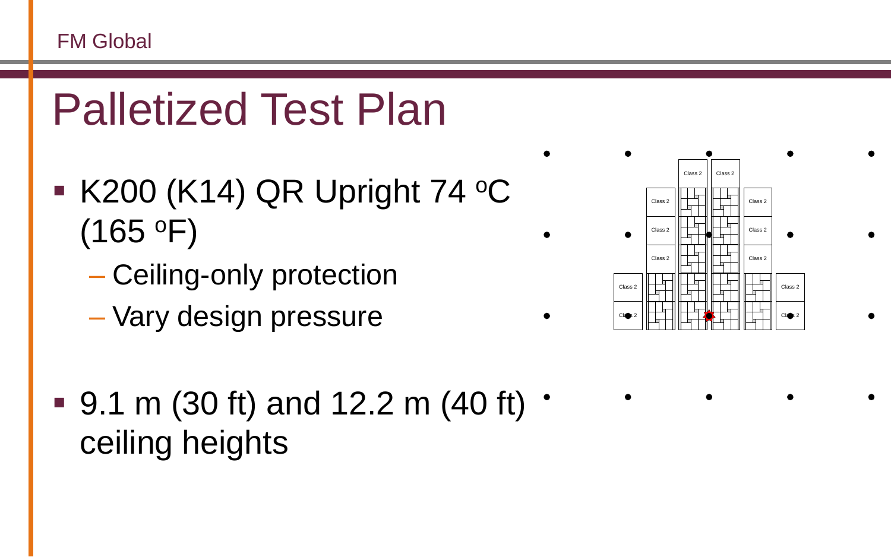# Palletized Test Plan

- K200 (K14) QR Upright 74 °C (165 °F)
  - Ceiling-only protection
  - Vary design pressure

- 9.1 m (30 ft) and 12.2 m (40 ft) ceiling heights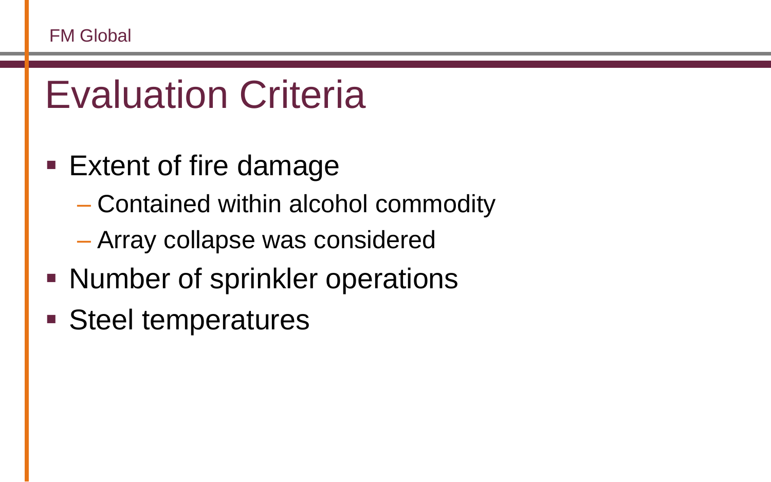# Evaluation Criteria

- Extent of fire damage
  - Contained within alcohol commodity
  - Array collapse was considered
- Number of sprinkler operations
- Steel temperatures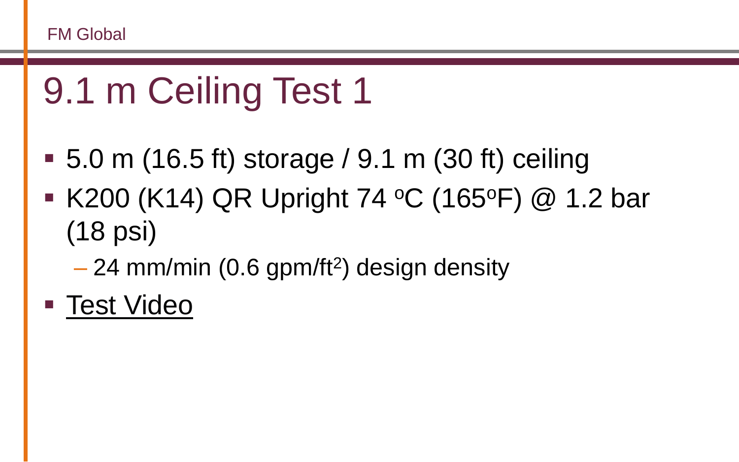# 9.1 m Ceiling Test 1

- 5.0 m (16.5 ft) storage / 9.1 m (30 ft) ceiling
- K200 (K14) QR Upright 74 $^{o}$C (165$^{o}$F) @ 1.2 bar (18 psi)
  - 24 mm/min (0.6 gpm/ft$^{2}$) design density
- Test Video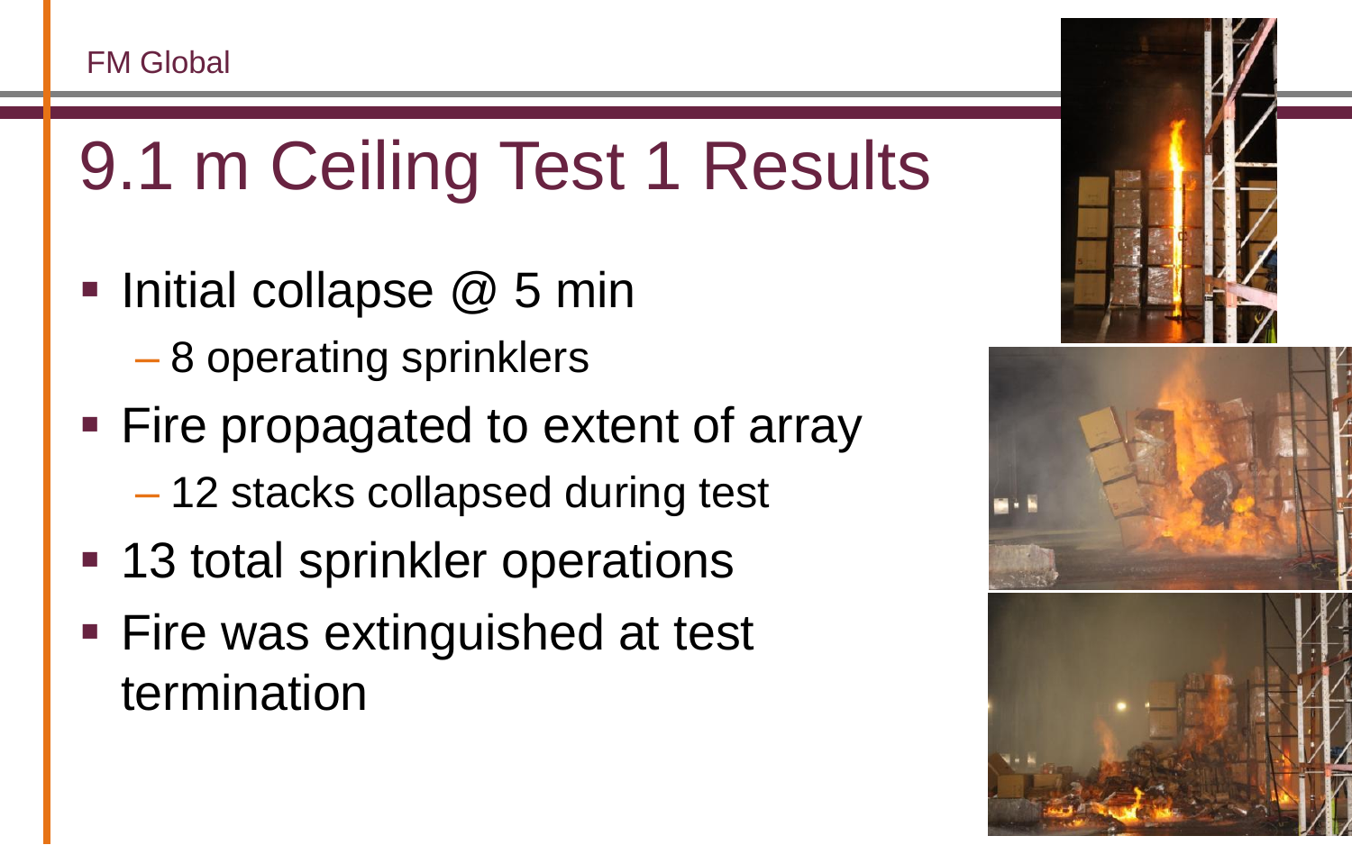# 9.1 m Ceiling Test 1 Results

- Initial collapse @ 5 min
  - 8 operating sprinklers
- Fire propagated to extent of array
  - 12 stacks collapsed during test
- 13 total sprinkler operations
- Fire was extinguished at test termination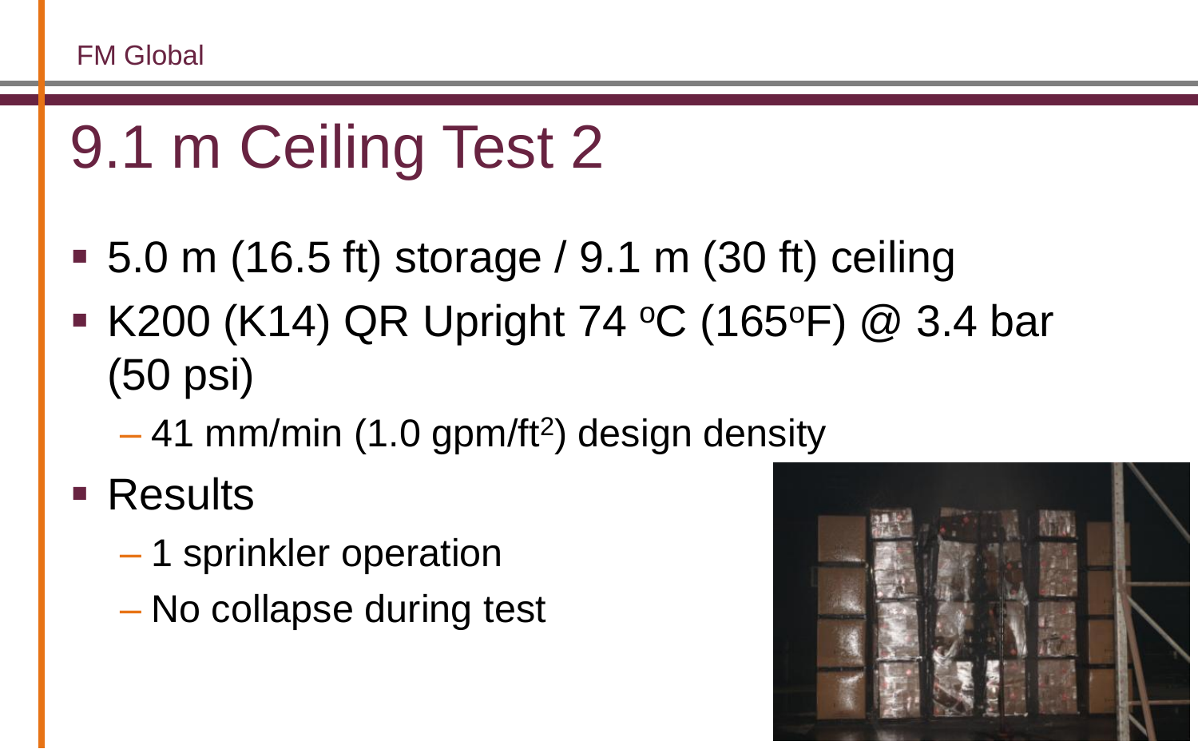# 9.1 m Ceiling Test 2

- 5.0 m (16.5 ft) storage / 9.1 m (30 ft) ceiling
- K200 (K14) QR Upright 74 $^{o}$C (165$^{o}$F) @ 3.4 bar (50 psi)
  - 41 mm/min (1.0 gpm/ft$^2$) design density
- Results
  - 1 sprinkler operation
  - No collapse during test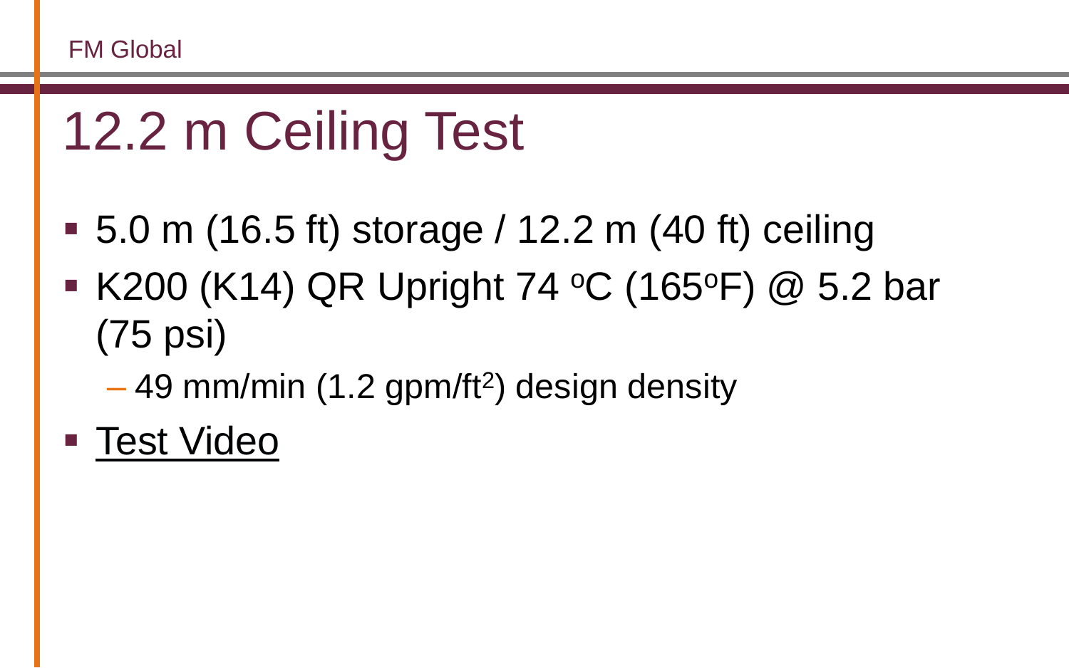# 12.2 m Ceiling Test

- 5.0 m (16.5 ft) storage / 12.2 m (40 ft) ceiling
- K200 (K14) QR Upright 74 $^{o}$C (165$^{o}$F) @ 5.2 bar (75 psi)
  - 49 mm/min (1.2 gpm/ft$^2$) design density
- Test Video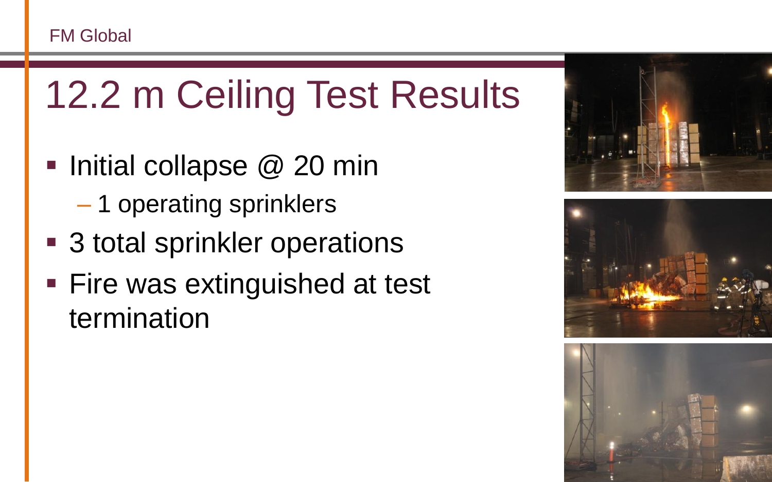# 12.2 m Ceiling Test Results

- Initial collapse @ 20 min
  - 1 operating sprinklers
- 3 total sprinkler operations
- Fire was extinguished at test termination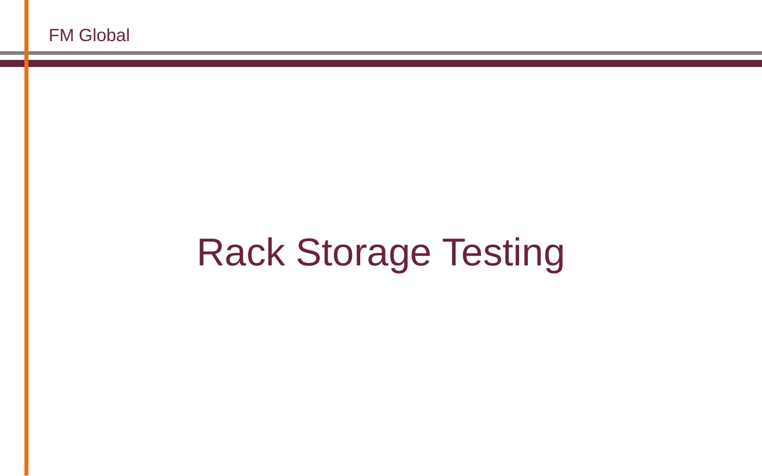# Rack Storage Testing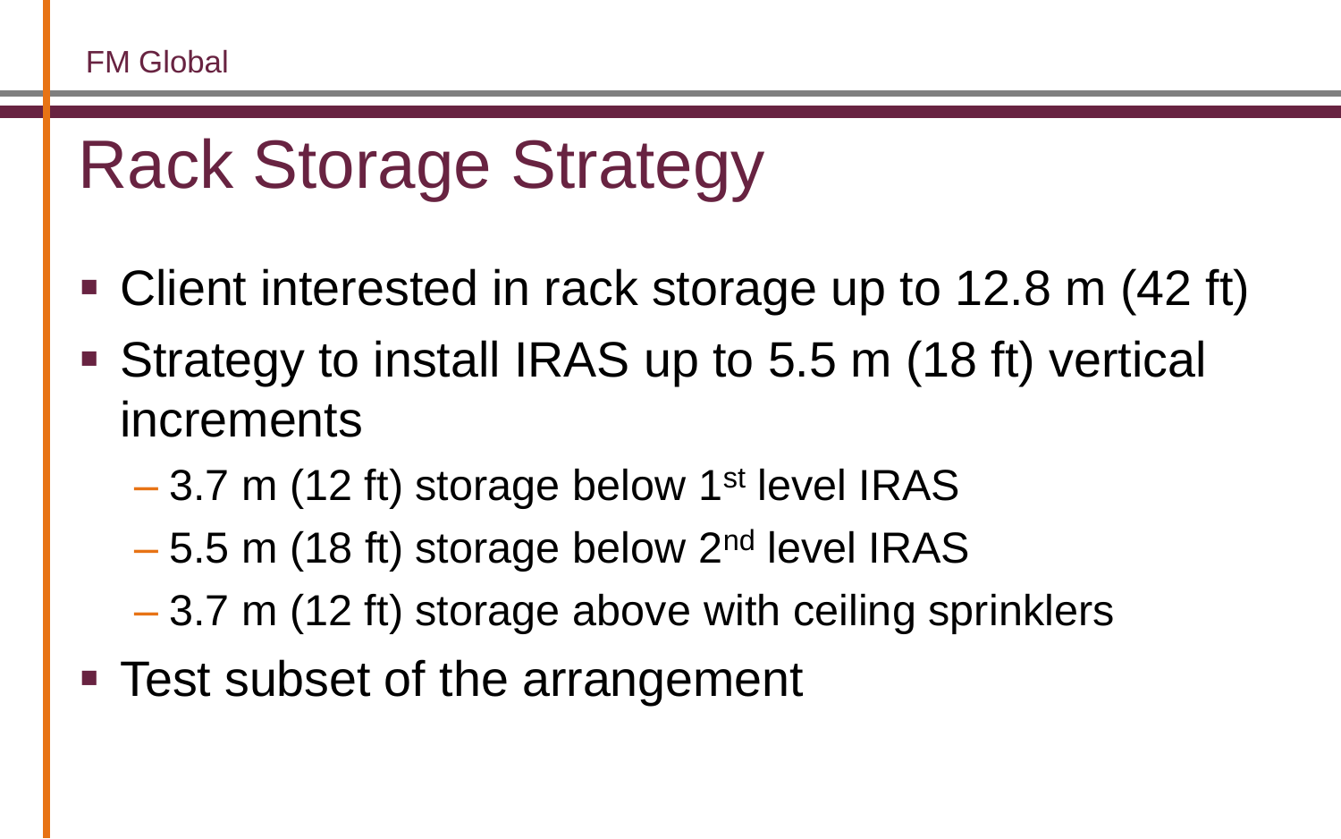# Rack Storage Strategy

- Client interested in rack storage up to 12.8 m (42 ft)
- Strategy to install IRAS up to 5.5 m (18 ft) vertical increments
  - 3.7 m (12 ft) storage below 1st level IRAS
  - 5.5 m (18 ft) storage below 2nd level IRAS
  - 3.7 m (12 ft) storage above with ceiling sprinklers
- Test subset of the arrangement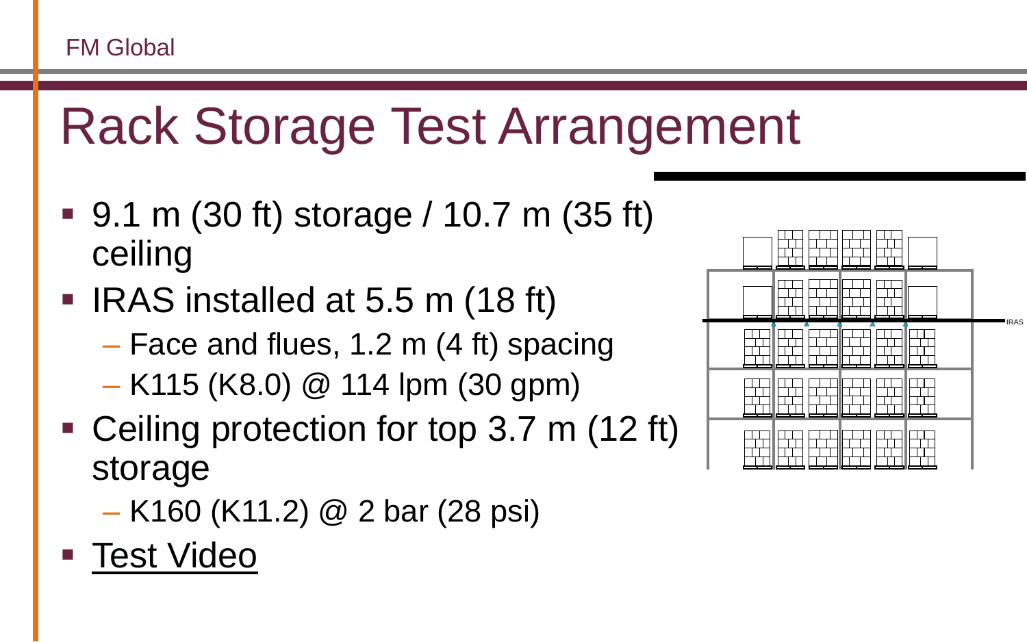# Rack Storage Test Arrangement

- 9.1 m (30 ft) storage / 10.7 m (35 ft) ceiling
- IRAS installed at 5.5 m (18 ft)
  - Face and flues, 1.2 m (4 ft) spacing
  - K115 (K8.0) @ 114 lpm (30 gpm)
- Ceiling protection for top 3.7 m (12 ft) storage
  - K160 (K11.2) @ 2 bar (28 psi)
- Test Video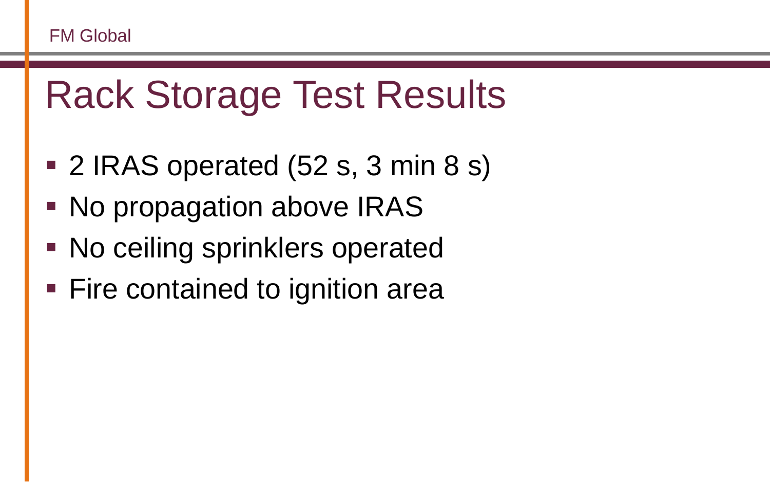# Rack Storage Test Results

- 2 IRAS operated (52 s, 3 min 8 s)
- No propagation above IRAS
- No ceiling sprinklers operated
- Fire contained to ignition area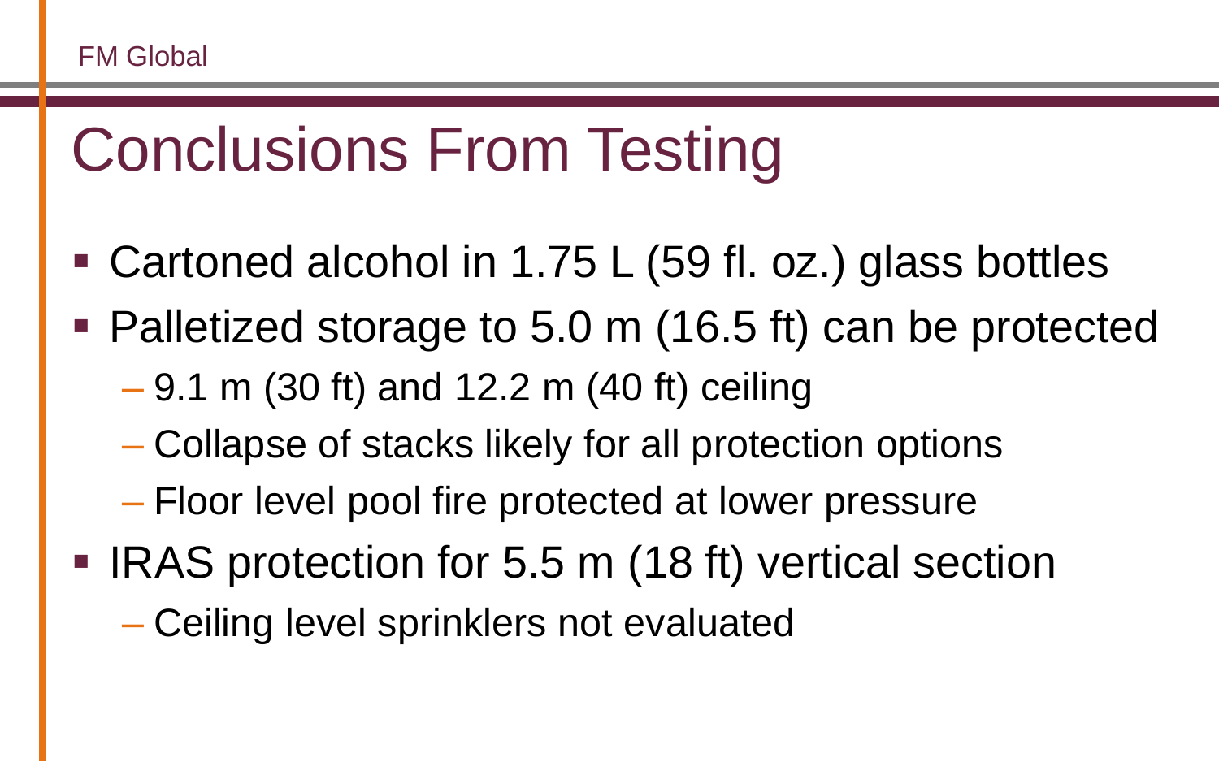# Conclusions From Testing

- Cartoned alcohol in 1.75 L (59 fl. oz.) glass bottles
- Palletized storage to 5.0 m (16.5 ft) can be protected
  - 9.1 m (30 ft) and 12.2 m (40 ft) ceiling
  - Collapse of stacks likely for all protection options
  - Floor level pool fire protected at lower pressure
- IRAS protection for 5.5 m (18 ft) vertical section
  - Ceiling level sprinklers not evaluated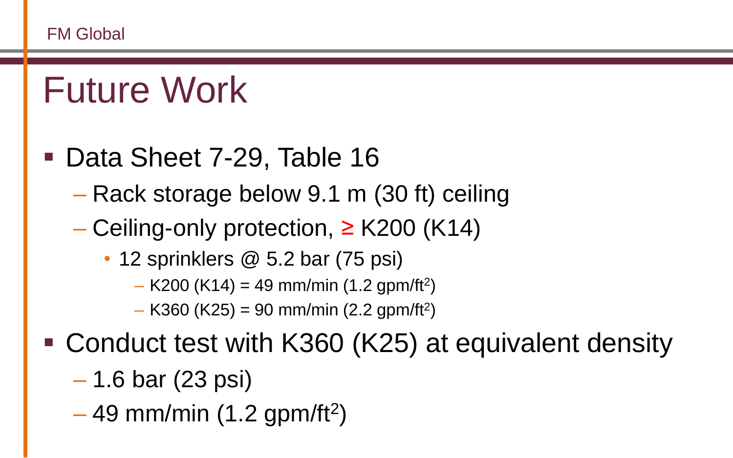# Future Work

- Data Sheet 7-29, Table 16
  - Rack storage below 9.1 m (30 ft) ceiling
  - Ceiling-only protection, ≥ K200 (K14)
    - 12 sprinklers @ 5.2 bar (75 psi)
      - K200 (K14) = 49 mm/min (1.2 gpm/ft$^2$)
      - K360 (K25) = 90 mm/min (2.2 gpm/ft$^2$)
- Conduct test with K360 (K25) at equivalent density
  - 1.6 bar (23 psi)
  - 49 mm/min (1.2 gpm/ft$^2$)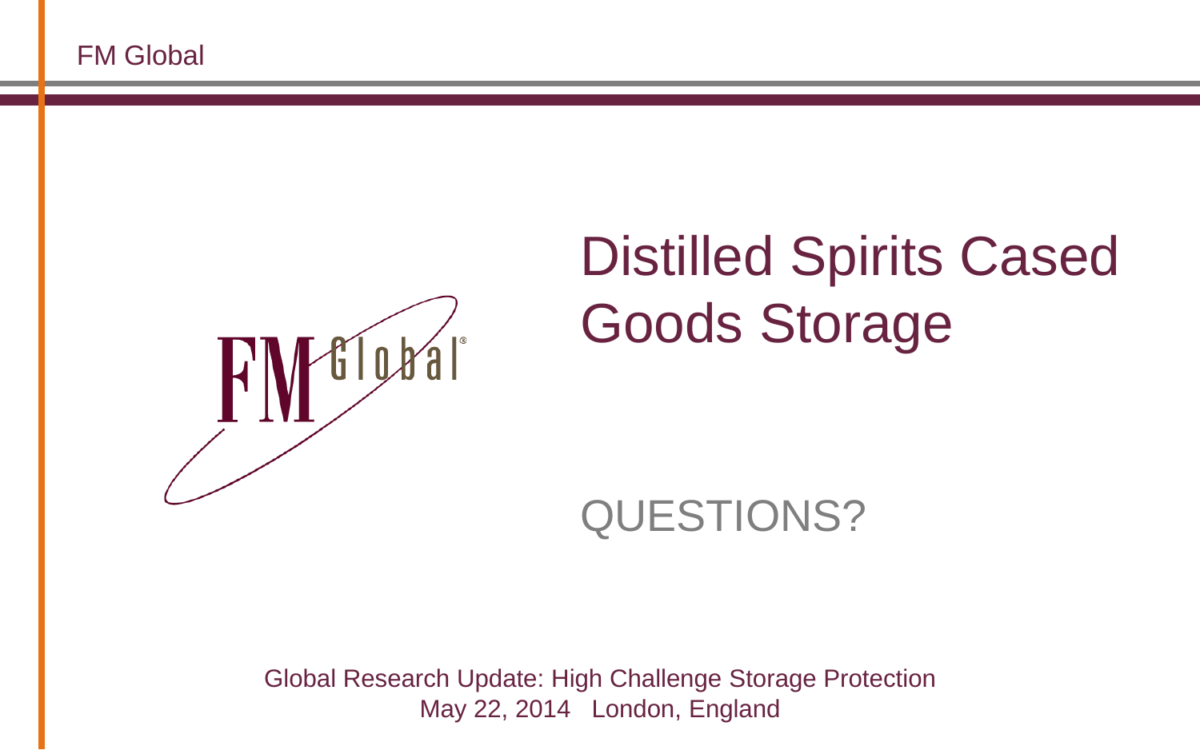# Distilled Spirits Cased Goods Storage

QUESTIONS?

Global Research Update: High Challenge Storage Protection
May 22, 2014 London, England